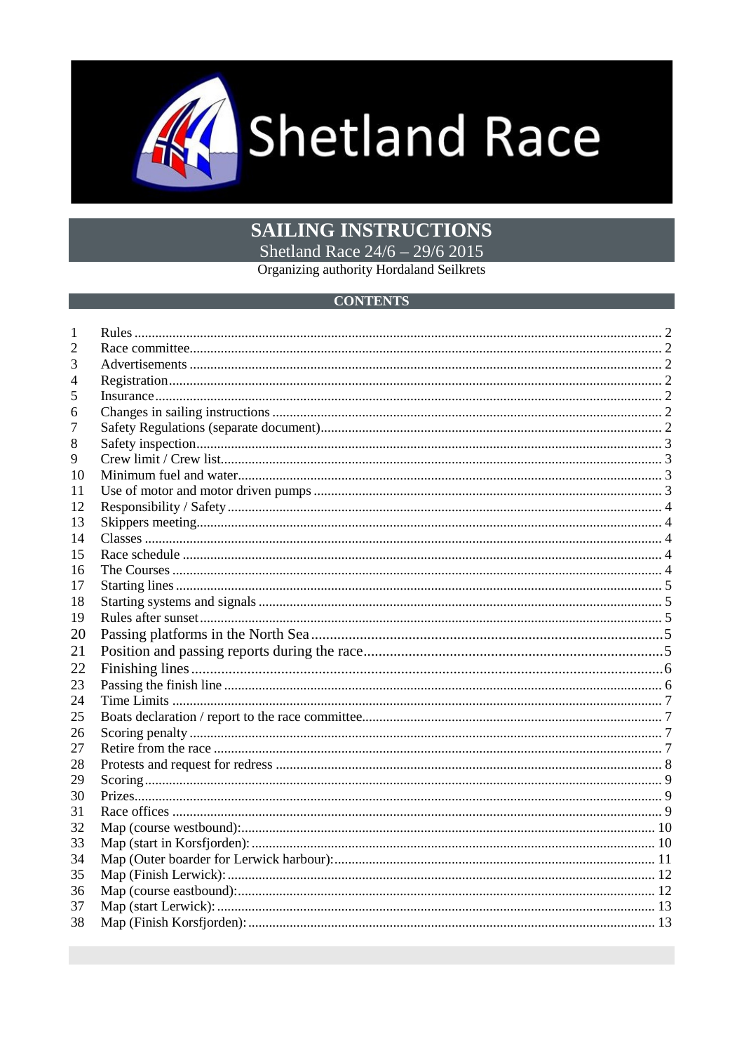# Shetland Race

## SAILING INSTRUCTIONS

Shetland Race 24/6 – 29/6 2015

Organizing authority Hordaland Seilkrets

## CONTENTS

| | | |
|---|---|---|
| 1 | Rules | 2 |
| 2 | Race committee | 2 |
| 3 | Advertisements | 2 |
| 4 | Registration | 2 |
| 5 | Insurance | 2 |
| 6 | Changes in sailing instructions | 2 |
| 7 | Safety Regulations (separate document) | 2 |
| 8 | Safety inspection | 3 |
| 9 | Crew limit / Crew list | 3 |
| 10 | Minimum fuel and water | 3 |
| 11 | Use of motor and motor driven pumps | 3 |
| 12 | Responsibility / Safety | 4 |
| 13 | Skippers meeting | 4 |
| 14 | Classes | 4 |
| 15 | Race schedule | 4 |
| 16 | The Courses | 4 |
| 17 | Starting lines | 5 |
| 18 | Starting systems and signals | 5 |
| 19 | Rules after sunset | 5 |
| 20 | Passing platforms in the North Sea | 5 |
| 21 | Position and passing reports during the race | 5 |
| 22 | Finishing lines | 6 |
| 23 | Passing the finish line | 6 |
| 24 | Time Limits | 7 |
| 25 | Boats declaration / report to the race committee | 7 |
| 26 | Scoring penalty | 7 |
| 27 | Retire from the race | 7 |
| 28 | Protests and request for redress | 8 |
| 29 | Scoring | 9 |
| 30 | Prizes | 9 |
| 31 | Race offices | 9 |
| 32 | Map (course westbound): | 10 |
| 33 | Map (start in Korsfjorden): | 10 |
| 34 | Map (Outer boarder for Lerwick harbour): | 11 |
| 35 | Map (Finish Lerwick): | 12 |
| 36 | Map (course eastbound): | 12 |
| 37 | Map (start Lerwick): | 13 |
| 38 | Map (Finish Korsfjorden): | 13 |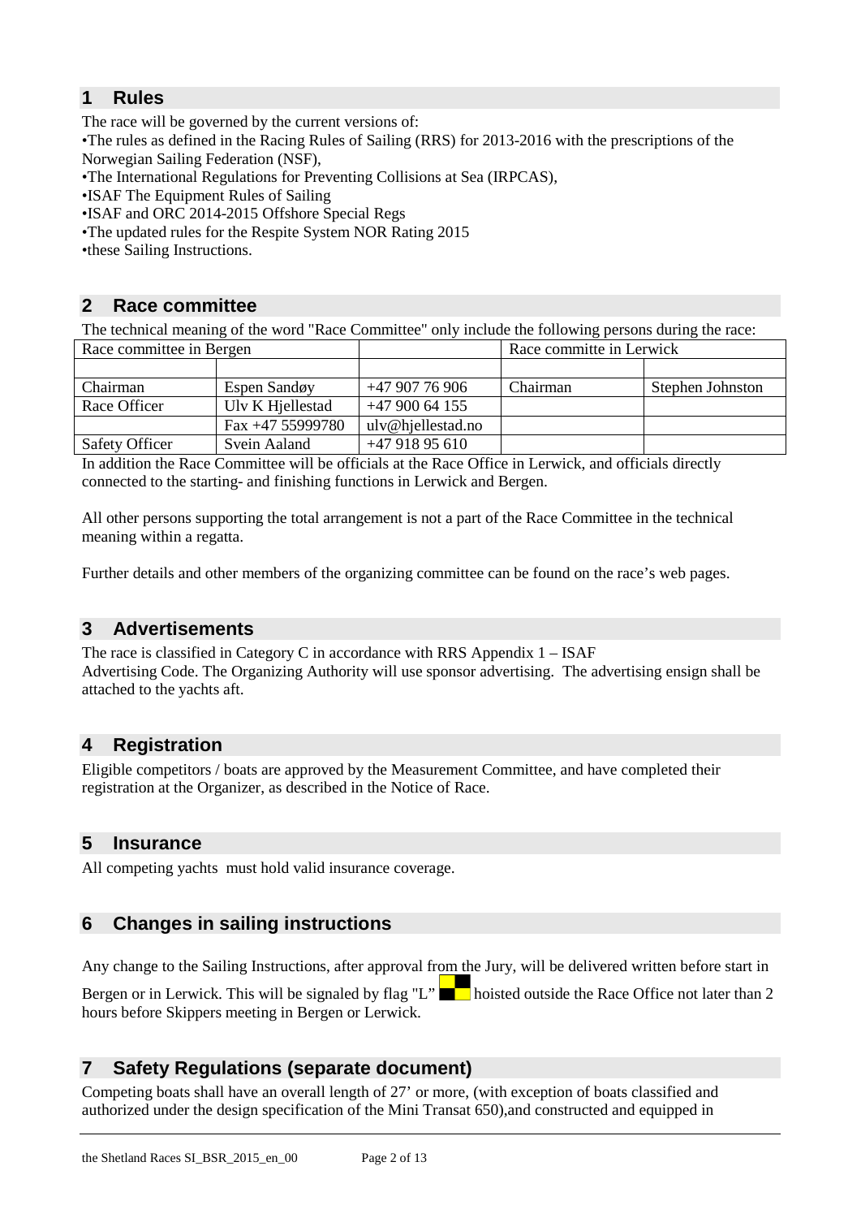## 1 Rules

The race will be governed by the current versions of:

•The rules as defined in the Racing Rules of Sailing (RRS) for 2013-2016 with the prescriptions of the Norwegian Sailing Federation (NSF),
•The International Regulations for Preventing Collisions at Sea (IRPCAS),
•ISAF The Equipment Rules of Sailing
•ISAF and ORC 2014-2015 Offshore Special Regs
•The updated rules for the Respite System NOR Rating 2015
•these Sailing Instructions.

## 2 Race committee

The technical meaning of the word "Race Committee" only include the following persons during the race:

| Race committee in Bergen | | | Race committe in Lerwick | |
|---|---|---|---|---|
| | | | | |
| Chairman | Espen Sandøy | +47 907 76 906 | Chairman | Stephen Johnston |
| Race Officer | Ulv K Hjellestad | +47 900 64 155 | | |
| | Fax +47 55999780 | ulv@hjellestad.no | | |
| Safety Officer | Svein Aaland | +47 918 95 610 | | |

In addition the Race Committee will be officials at the Race Office in Lerwick, and officials directly connected to the starting- and finishing functions in Lerwick and Bergen.

All other persons supporting the total arrangement is not a part of the Race Committee in the technical meaning within a regatta.

Further details and other members of the organizing committee can be found on the race's web pages.

## 3 Advertisements

The race is classified in Category C in accordance with RRS Appendix 1 – ISAF Advertising Code. The Organizing Authority will use sponsor advertising. The advertising ensign shall be attached to the yachts aft.

## 4 Registration

Eligible competitors / boats are approved by the Measurement Committee, and have completed their registration at the Organizer, as described in the Notice of Race.

## 5 Insurance

All competing yachts must hold valid insurance coverage.

## 6 Changes in sailing instructions

Any change to the Sailing Instructions, after approval from the Jury, will be delivered written before start in Bergen or in Lerwick. This will be signaled by flag "L" hoisted outside the Race Office not later than 2 hours before Skippers meeting in Bergen or Lerwick.

## 7 Safety Regulations (separate document)

Competing boats shall have an overall length of 27' or more, (with exception of boats classified and authorized under the design specification of the Mini Transat 650),and constructed and equipped in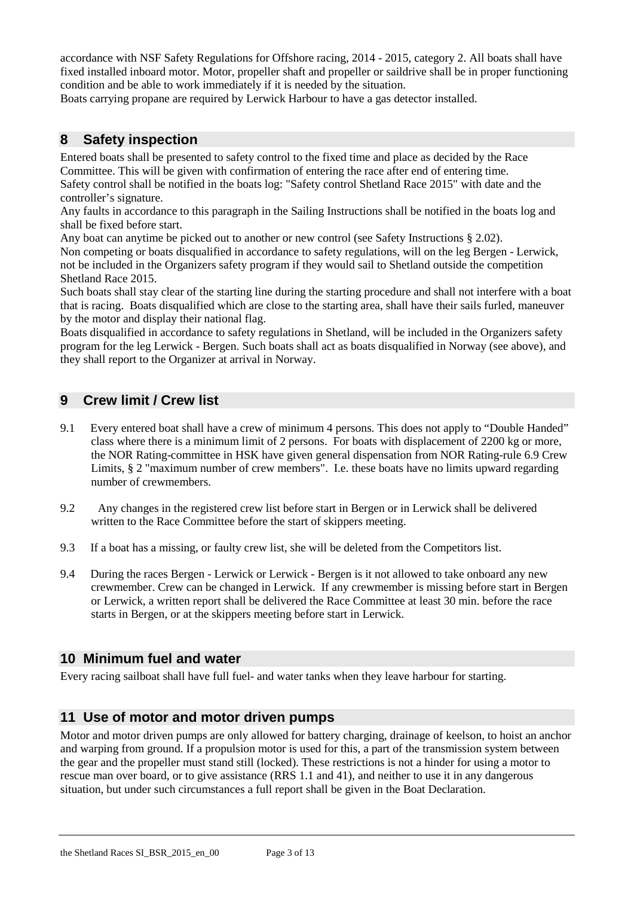accordance with NSF Safety Regulations for Offshore racing, 2014 - 2015, category 2. All boats shall have fixed installed inboard motor. Motor, propeller shaft and propeller or saildrive shall be in proper functioning condition and be able to work immediately if it is needed by the situation.
Boats carrying propane are required by Lerwick Harbour to have a gas detector installed.

## 8 Safety inspection

Entered boats shall be presented to safety control to the fixed time and place as decided by the Race Committee. This will be given with confirmation of entering the race after end of entering time.
Safety control shall be notified in the boats log: "Safety control Shetland Race 2015" with date and the controller's signature.
Any faults in accordance to this paragraph in the Sailing Instructions shall be notified in the boats log and shall be fixed before start.
Any boat can anytime be picked out to another or new control (see Safety Instructions § 2.02).
Non competing or boats disqualified in accordance to safety regulations, will on the leg Bergen - Lerwick, not be included in the Organizers safety program if they would sail to Shetland outside the competition Shetland Race 2015.
Such boats shall stay clear of the starting line during the starting procedure and shall not interfere with a boat that is racing. Boats disqualified which are close to the starting area, shall have their sails furled, maneuver by the motor and display their national flag.
Boats disqualified in accordance to safety regulations in Shetland, will be included in the Organizers safety program for the leg Lerwick - Bergen. Such boats shall act as boats disqualified in Norway (see above), and they shall report to the Organizer at arrival in Norway.

## 9 Crew limit / Crew list

9.1 Every entered boat shall have a crew of minimum 4 persons. This does not apply to "Double Handed" class where there is a minimum limit of 2 persons. For boats with displacement of 2200 kg or more, the NOR Rating-committee in HSK have given general dispensation from NOR Rating-rule 6.9 Crew Limits, § 2 "maximum number of crew members". I.e. these boats have no limits upward regarding number of crewmembers.

9.2 Any changes in the registered crew list before start in Bergen or in Lerwick shall be delivered written to the Race Committee before the start of skippers meeting.

9.3 If a boat has a missing, or faulty crew list, she will be deleted from the Competitors list.

9.4 During the races Bergen - Lerwick or Lerwick - Bergen is it not allowed to take onboard any new crewmember. Crew can be changed in Lerwick. If any crewmember is missing before start in Bergen or Lerwick, a written report shall be delivered the Race Committee at least 30 min. before the race starts in Bergen, or at the skippers meeting before start in Lerwick.

## 10 Minimum fuel and water

Every racing sailboat shall have full fuel- and water tanks when they leave harbour for starting.

## 11 Use of motor and motor driven pumps

Motor and motor driven pumps are only allowed for battery charging, drainage of keelson, to hoist an anchor and warping from ground. If a propulsion motor is used for this, a part of the transmission system between the gear and the propeller must stand still (locked). These restrictions is not a hinder for using a motor to rescue man over board, or to give assistance (RRS 1.1 and 41), and neither to use it in any dangerous situation, but under such circumstances a full report shall be given in the Boat Declaration.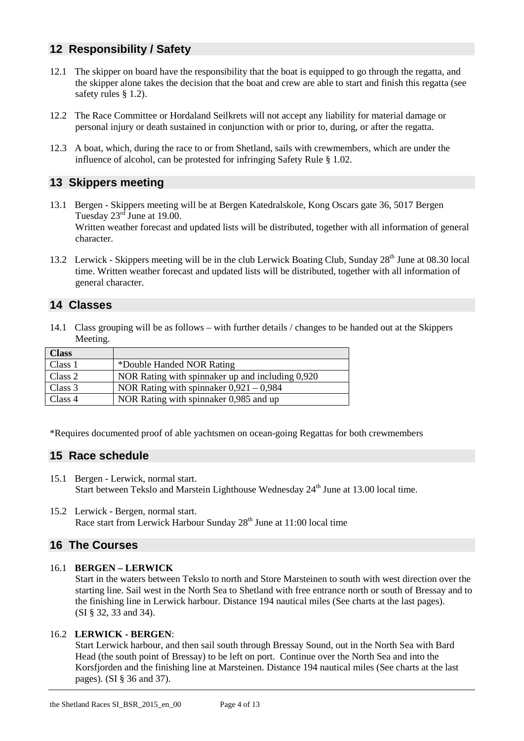## 12 Responsibility / Safety

12.1 The skipper on board have the responsibility that the boat is equipped to go through the regatta, and the skipper alone takes the decision that the boat and crew are able to start and finish this regatta (see safety rules § 1.2).

12.2 The Race Committee or Hordaland Seilkrets will not accept any liability for material damage or personal injury or death sustained in conjunction with or prior to, during, or after the regatta.

12.3 A boat, which, during the race to or from Shetland, sails with crewmembers, which are under the influence of alcohol, can be protested for infringing Safety Rule § 1.02.

## 13 Skippers meeting

13.1 Bergen - Skippers meeting will be at Bergen Katedralskole, Kong Oscars gate 36, 5017 Bergen Tuesday 23rd June at 19.00.
Written weather forecast and updated lists will be distributed, together with all information of general character.

13.2 Lerwick - Skippers meeting will be in the club Lerwick Boating Club, Sunday 28th June at 08.30 local time. Written weather forecast and updated lists will be distributed, together with all information of general character.

## 14 Classes

14.1 Class grouping will be as follows – with further details / changes to be handed out at the Skippers Meeting.

| Class | |
|---|---|
| Class 1 | *Double Handed NOR Rating |
| Class 2 | NOR Rating with spinnaker up and including 0,920 |
| Class 3 | NOR Rating with spinnaker 0,921 – 0,984 |
| Class 4 | NOR Rating with spinnaker 0,985 and up |

*Requires documented proof of able yachtsmen on ocean-going Regattas for both crewmembers

## 15 Race schedule

15.1 Bergen - Lerwick, normal start.
Start between Tekslo and Marstein Lighthouse Wednesday 24th June at 13.00 local time.

15.2 Lerwick - Bergen, normal start.
Race start from Lerwick Harbour Sunday 28th June at 11:00 local time

## 16 The Courses

16.1 **BERGEN – LERWICK**
Start in the waters between Tekslo to north and Store Marsteinen to south with west direction over the starting line. Sail west in the North Sea to Shetland with free entrance north or south of Bressay and to the finishing line in Lerwick harbour. Distance 194 nautical miles (See charts at the last pages). (SI § 32, 33 and 34).

16.2 **LERWICK - BERGEN**:
Start Lerwick harbour, and then sail south through Bressay Sound, out in the North Sea with Bard Head (the south point of Bressay) to be left on port. Continue over the North Sea and into the Korsfjorden and the finishing line at Marsteinen. Distance 194 nautical miles (See charts at the last pages). (SI § 36 and 37).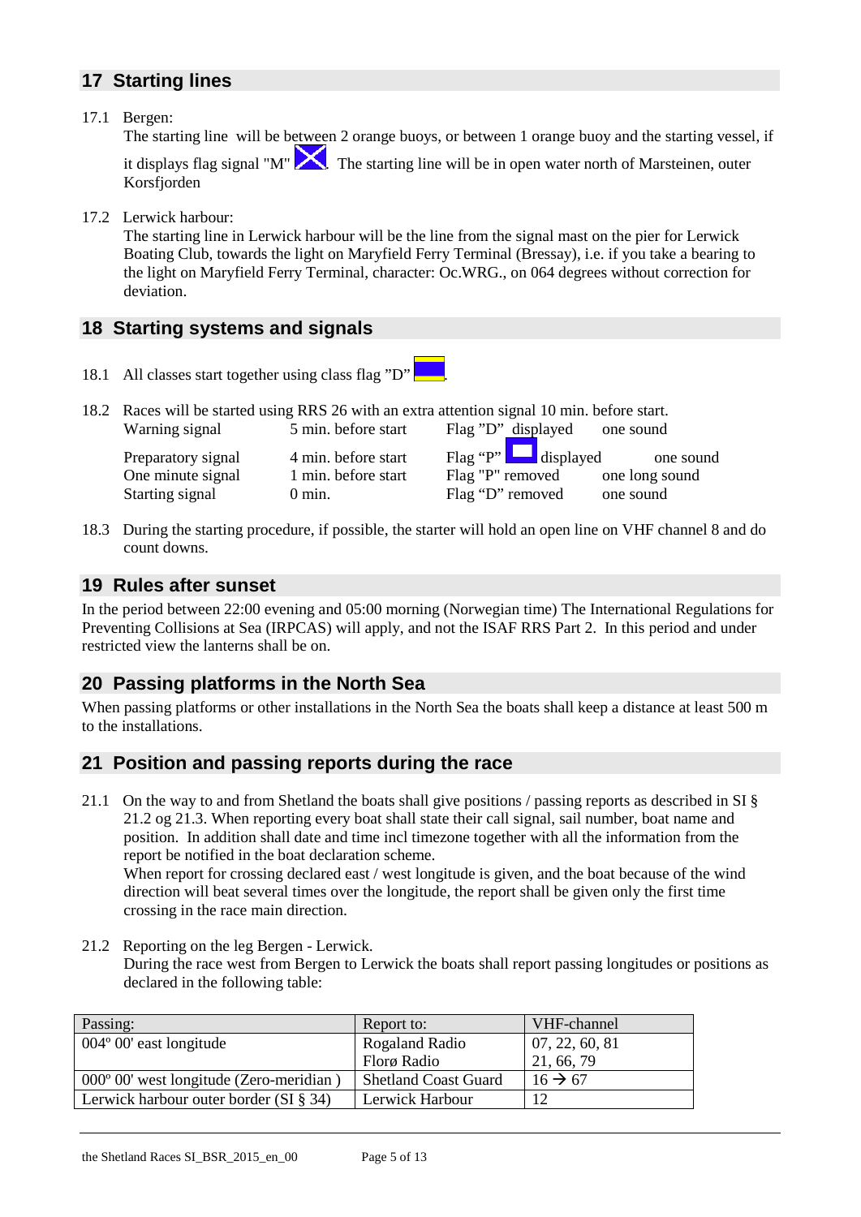## 17 Starting lines

17.1 Bergen:
The starting line will be between 2 orange buoys, or between 1 orange buoy and the starting vessel, if it displays flag signal "M". The starting line will be in open water north of Marsteinen, outer Korsfjorden

17.2 Lerwick harbour:
The starting line in Lerwick harbour will be the line from the signal mast on the pier for Lerwick Boating Club, towards the light on Maryfield Ferry Terminal (Bressay), i.e. if you take a bearing to the light on Maryfield Ferry Terminal, character: Oc.WRG., on 064 degrees without correction for deviation.

## 18 Starting systems and signals

18.1 All classes start together using class flag "D".

18.2 Races will be started using RRS 26 with an extra attention signal 10 min. before start.

| | | | |
|---|---|---|---|
| Warning signal | 5 min. before start | Flag "D" displayed | one sound |
| Preparatory signal | 4 min. before start | Flag "P" displayed | one sound |
| One minute signal | 1 min. before start | Flag "P" removed | one long sound |
| Starting signal | 0 min. | Flag "D" removed | one sound |

18.3 During the starting procedure, if possible, the starter will hold an open line on VHF channel 8 and do count downs.

## 19 Rules after sunset

In the period between 22:00 evening and 05:00 morning (Norwegian time) The International Regulations for Preventing Collisions at Sea (IRPCAS) will apply, and not the ISAF RRS Part 2. In this period and under restricted view the lanterns shall be on.

## 20 Passing platforms in the North Sea

When passing platforms or other installations in the North Sea the boats shall keep a distance at least 500 m to the installations.

## 21 Position and passing reports during the race

21.1 On the way to and from Shetland the boats shall give positions / passing reports as described in SI § 21.2 og 21.3. When reporting every boat shall state their call signal, sail number, boat name and position. In addition shall date and time incl timezone together with all the information from the report be notified in the boat declaration scheme.
When report for crossing declared east / west longitude is given, and the boat because of the wind direction will beat several times over the longitude, the report shall be given only the first time crossing in the race main direction.

21.2 Reporting on the leg Bergen - Lerwick.
During the race west from Bergen to Lerwick the boats shall report passing longitudes or positions as declared in the following table:

| Passing: | Report to: | VHF-channel |
|---|---|---|
| 004º 00' east longitude | Rogaland Radio<br>Florø Radio | 07, 22, 60, 81<br>21, 66, 79 |
| 000º 00' west longitude (Zero-meridian ) | Shetland Coast Guard | 16 → 67 |
| Lerwick harbour outer border (SI § 34) | Lerwick Harbour | 12 |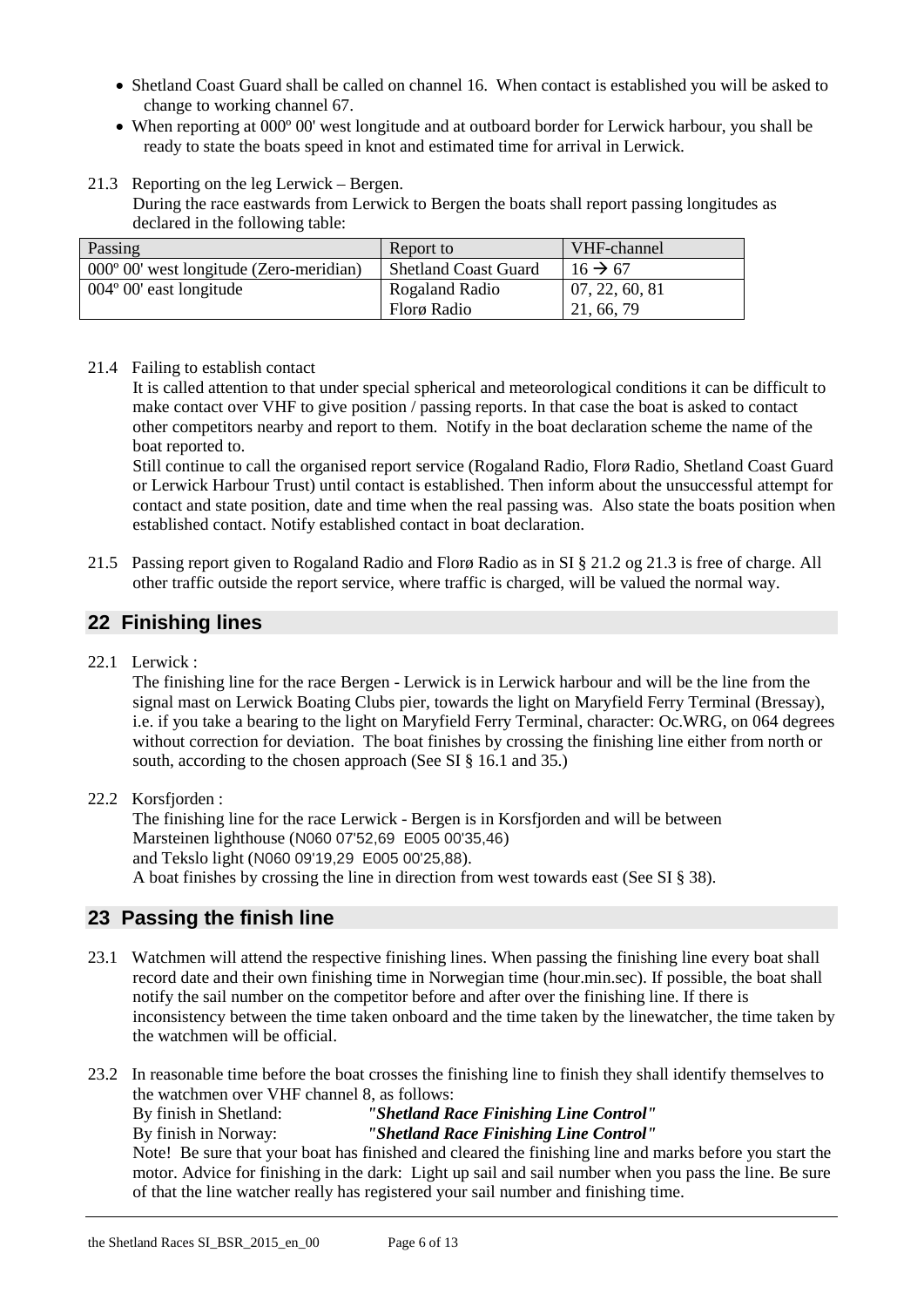- Shetland Coast Guard shall be called on channel 16. When contact is established you will be asked to change to working channel 67.
- When reporting at 000º 00' west longitude and at outboard border for Lerwick harbour, you shall be ready to state the boats speed in knot and estimated time for arrival in Lerwick.

21.3 Reporting on the leg Lerwick – Bergen.

During the race eastwards from Lerwick to Bergen the boats shall report passing longitudes as declared in the following table:

| Passing | Report to | VHF-channel |
|---|---|---|
| 000º 00' west longitude (Zero-meridian) | Shetland Coast Guard | 16 → 67 |
| 004º 00' east longitude | Rogaland Radio<br>Florø Radio | 07, 22, 60, 81<br>21, 66, 79 |

21.4 Failing to establish contact

It is called attention to that under special spherical and meteorological conditions it can be difficult to make contact over VHF to give position / passing reports. In that case the boat is asked to contact other competitors nearby and report to them. Notify in the boat declaration scheme the name of the boat reported to.

Still continue to call the organised report service (Rogaland Radio, Florø Radio, Shetland Coast Guard or Lerwick Harbour Trust) until contact is established. Then inform about the unsuccessful attempt for contact and state position, date and time when the real passing was. Also state the boats position when established contact. Notify established contact in boat declaration.

21.5 Passing report given to Rogaland Radio and Florø Radio as in SI § 21.2 og 21.3 is free of charge. All other traffic outside the report service, where traffic is charged, will be valued the normal way.

## 22 Finishing lines

22.1 Lerwick :

The finishing line for the race Bergen - Lerwick is in Lerwick harbour and will be the line from the signal mast on Lerwick Boating Clubs pier, towards the light on Maryfield Ferry Terminal (Bressay), i.e. if you take a bearing to the light on Maryfield Ferry Terminal, character: Oc.WRG, on 064 degrees without correction for deviation. The boat finishes by crossing the finishing line either from north or south, according to the chosen approach (See SI § 16.1 and 35.)

22.2 Korsfjorden :

The finishing line for the race Lerwick - Bergen is in Korsfjorden and will be between
Marsteinen lighthouse (N060 07'52,69 E005 00'35,46)
and Tekslo light (N060 09'19,29 E005 00'25,88).
A boat finishes by crossing the line in direction from west towards east (See SI § 38).

## 23 Passing the finish line

23.1 Watchmen will attend the respective finishing lines. When passing the finishing line every boat shall record date and their own finishing time in Norwegian time (hour.min.sec). If possible, the boat shall notify the sail number on the competitor before and after over the finishing line. If there is inconsistency between the time taken onboard and the time taken by the linewatcher, the time taken by the watchmen will be official.

23.2 In reasonable time before the boat crosses the finishing line to finish they shall identify themselves to the watchmen over VHF channel 8, as follows:

By finish in Shetland: ***"Shetland Race Finishing Line Control"***
By finish in Norway: ***"Shetland Race Finishing Line Control"***

Note! Be sure that your boat has finished and cleared the finishing line and marks before you start the motor. Advice for finishing in the dark: Light up sail and sail number when you pass the line. Be sure of that the line watcher really has registered your sail number and finishing time.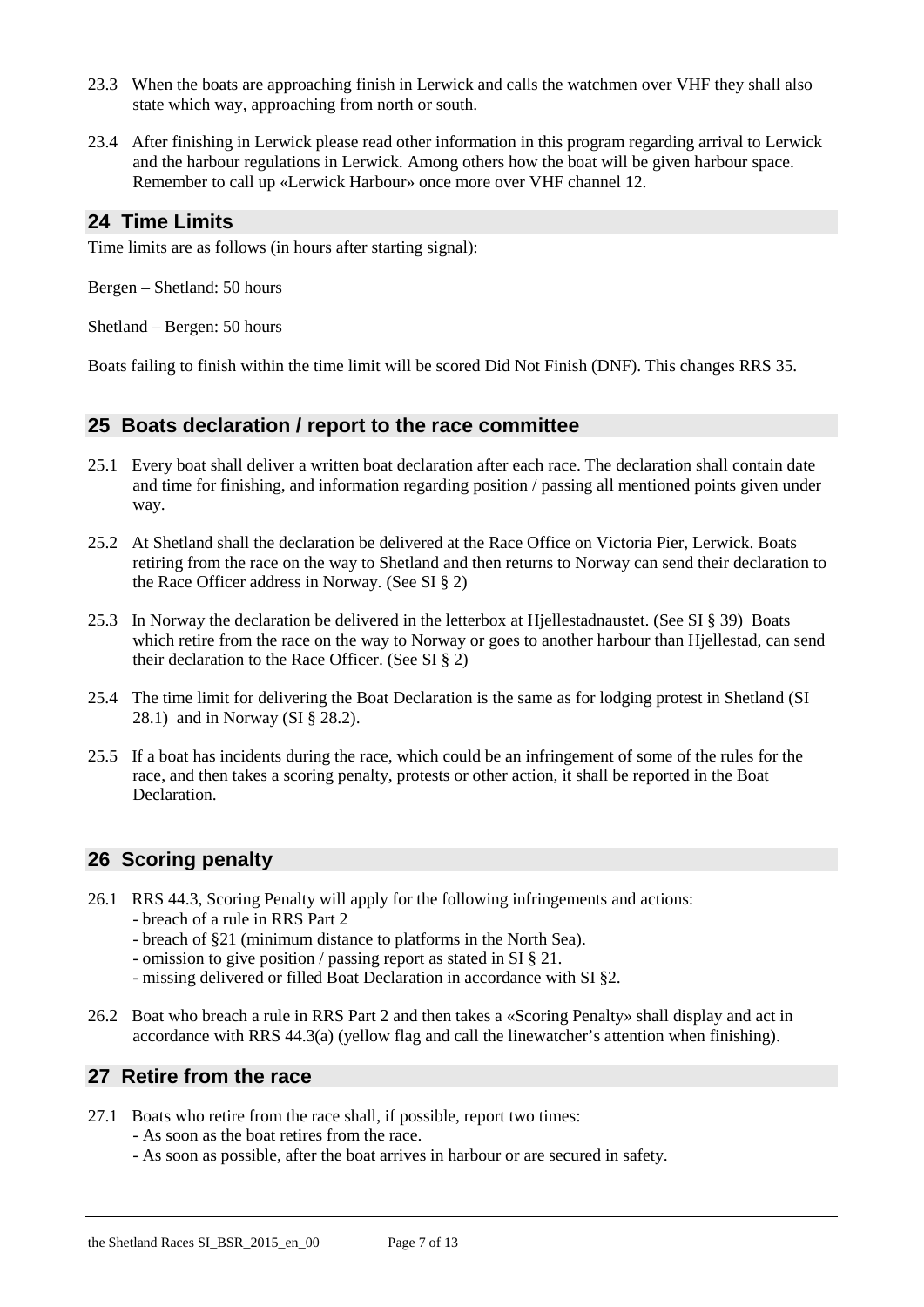23.3 When the boats are approaching finish in Lerwick and calls the watchmen over VHF they shall also state which way, approaching from north or south.

23.4 After finishing in Lerwick please read other information in this program regarding arrival to Lerwick and the harbour regulations in Lerwick. Among others how the boat will be given harbour space. Remember to call up «Lerwick Harbour» once more over VHF channel 12.

## 24 Time Limits

Time limits are as follows (in hours after starting signal):

Bergen – Shetland: 50 hours

Shetland – Bergen: 50 hours

Boats failing to finish within the time limit will be scored Did Not Finish (DNF). This changes RRS 35.

## 25 Boats declaration / report to the race committee

25.1 Every boat shall deliver a written boat declaration after each race. The declaration shall contain date and time for finishing, and information regarding position / passing all mentioned points given under way.

25.2 At Shetland shall the declaration be delivered at the Race Office on Victoria Pier, Lerwick. Boats retiring from the race on the way to Shetland and then returns to Norway can send their declaration to the Race Officer address in Norway. (See SI § 2)

25.3 In Norway the declaration be delivered in the letterbox at Hjellestadnaustet. (See SI § 39) Boats which retire from the race on the way to Norway or goes to another harbour than Hjellestad, can send their declaration to the Race Officer. (See SI § 2)

25.4 The time limit for delivering the Boat Declaration is the same as for lodging protest in Shetland (SI 28.1) and in Norway (SI § 28.2).

25.5 If a boat has incidents during the race, which could be an infringement of some of the rules for the race, and then takes a scoring penalty, protests or other action, it shall be reported in the Boat Declaration.

## 26 Scoring penalty

26.1 RRS 44.3, Scoring Penalty will apply for the following infringements and actions:
- breach of a rule in RRS Part 2
- breach of §21 (minimum distance to platforms in the North Sea).
- omission to give position / passing report as stated in SI § 21.
- missing delivered or filled Boat Declaration in accordance with SI §2.

26.2 Boat who breach a rule in RRS Part 2 and then takes a «Scoring Penalty» shall display and act in accordance with RRS 44.3(a) (yellow flag and call the linewatcher's attention when finishing).

## 27 Retire from the race

27.1 Boats who retire from the race shall, if possible, report two times:
- As soon as the boat retires from the race.
- As soon as possible, after the boat arrives in harbour or are secured in safety.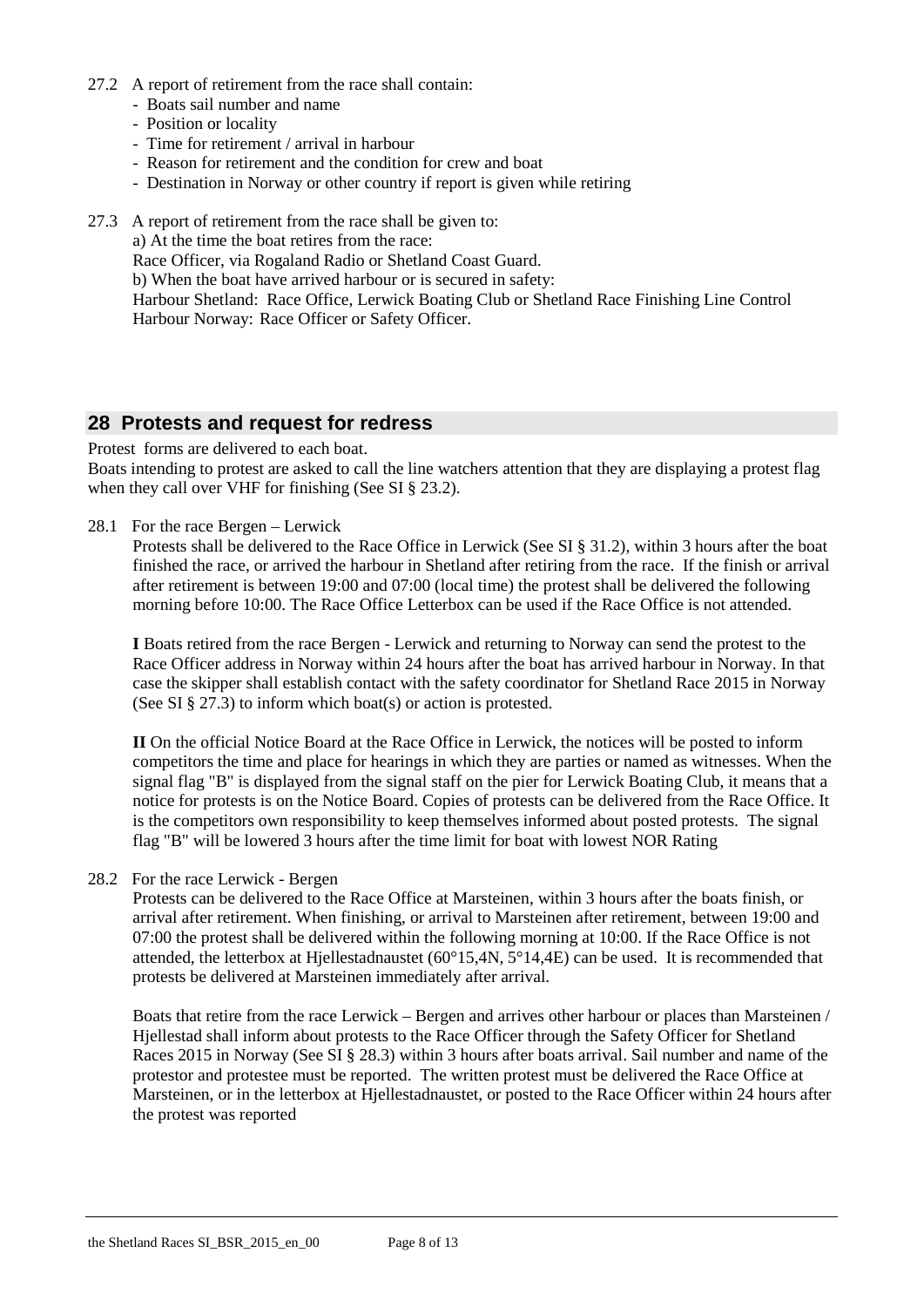27.2 A report of retirement from the race shall contain:

- Boats sail number and name
- Position or locality
- Time for retirement / arrival in harbour
- Reason for retirement and the condition for crew and boat
- Destination in Norway or other country if report is given while retiring

27.3 A report of retirement from the race shall be given to:

a) At the time the boat retires from the race:
Race Officer, via Rogaland Radio or Shetland Coast Guard.
b) When the boat have arrived harbour or is secured in safety:
Harbour Shetland: Race Office, Lerwick Boating Club or Shetland Race Finishing Line Control
Harbour Norway: Race Officer or Safety Officer.

## 28 Protests and request for redress

Protest forms are delivered to each boat.
Boats intending to protest are asked to call the line watchers attention that they are displaying a protest flag when they call over VHF for finishing (See SI § 23.2).

28.1 For the race Bergen – Lerwick

Protests shall be delivered to the Race Office in Lerwick (See SI § 31.2), within 3 hours after the boat finished the race, or arrived the harbour in Shetland after retiring from the race. If the finish or arrival after retirement is between 19:00 and 07:00 (local time) the protest shall be delivered the following morning before 10:00. The Race Office Letterbox can be used if the Race Office is not attended.

**I** Boats retired from the race Bergen - Lerwick and returning to Norway can send the protest to the Race Officer address in Norway within 24 hours after the boat has arrived harbour in Norway. In that case the skipper shall establish contact with the safety coordinator for Shetland Race 2015 in Norway (See SI § 27.3) to inform which boat(s) or action is protested.

**II** On the official Notice Board at the Race Office in Lerwick, the notices will be posted to inform competitors the time and place for hearings in which they are parties or named as witnesses. When the signal flag "B" is displayed from the signal staff on the pier for Lerwick Boating Club, it means that a notice for protests is on the Notice Board. Copies of protests can be delivered from the Race Office. It is the competitors own responsibility to keep themselves informed about posted protests. The signal flag "B" will be lowered 3 hours after the time limit for boat with lowest NOR Rating

28.2 For the race Lerwick - Bergen

Protests can be delivered to the Race Office at Marsteinen, within 3 hours after the boats finish, or arrival after retirement. When finishing, or arrival to Marsteinen after retirement, between 19:00 and 07:00 the protest shall be delivered within the following morning at 10:00. If the Race Office is not attended, the letterbox at Hjellestadnaustet (60°15,4N, 5°14,4E) can be used. It is recommended that protests be delivered at Marsteinen immediately after arrival.

Boats that retire from the race Lerwick – Bergen and arrives other harbour or places than Marsteinen / Hjellestad shall inform about protests to the Race Officer through the Safety Officer for Shetland Races 2015 in Norway (See SI § 28.3) within 3 hours after boats arrival. Sail number and name of the protestor and protestee must be reported. The written protest must be delivered the Race Office at Marsteinen, or in the letterbox at Hjellestadnaustet, or posted to the Race Officer within 24 hours after the protest was reported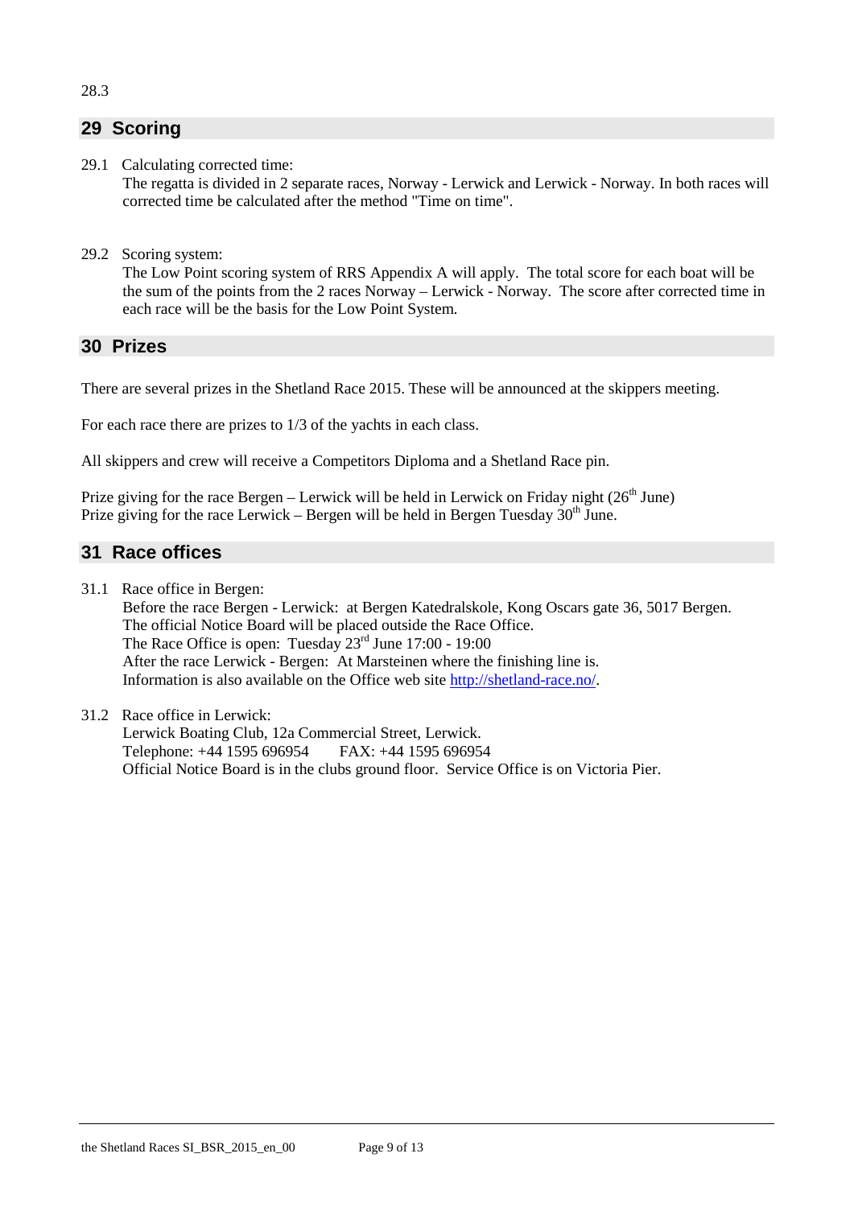28.3

## 29 Scoring

29.1 Calculating corrected time:
The regatta is divided in 2 separate races, Norway - Lerwick and Lerwick - Norway. In both races will corrected time be calculated after the method "Time on time".

29.2 Scoring system:
The Low Point scoring system of RRS Appendix A will apply. The total score for each boat will be the sum of the points from the 2 races Norway – Lerwick - Norway. The score after corrected time in each race will be the basis for the Low Point System.

## 30 Prizes

There are several prizes in the Shetland Race 2015. These will be announced at the skippers meeting.

For each race there are prizes to 1/3 of the yachts in each class.

All skippers and crew will receive a Competitors Diploma and a Shetland Race pin.

Prize giving for the race Bergen – Lerwick will be held in Lerwick on Friday night (26th June)
Prize giving for the race Lerwick – Bergen will be held in Bergen Tuesday 30th June.

## 31 Race offices

31.1 Race office in Bergen:
Before the race Bergen - Lerwick: at Bergen Katedralskole, Kong Oscars gate 36, 5017 Bergen.
The official Notice Board will be placed outside the Race Office.
The Race Office is open: Tuesday 23rd June 17:00 - 19:00
After the race Lerwick - Bergen: At Marsteinen where the finishing line is.
Information is also available on the Office web site [http://shetland-race.no/](http://shetland-race.no/).

31.2 Race office in Lerwick:
Lerwick Boating Club, 12a Commercial Street, Lerwick.
Telephone: +44 1595 696954 FAX: +44 1595 696954
Official Notice Board is in the clubs ground floor. Service Office is on Victoria Pier.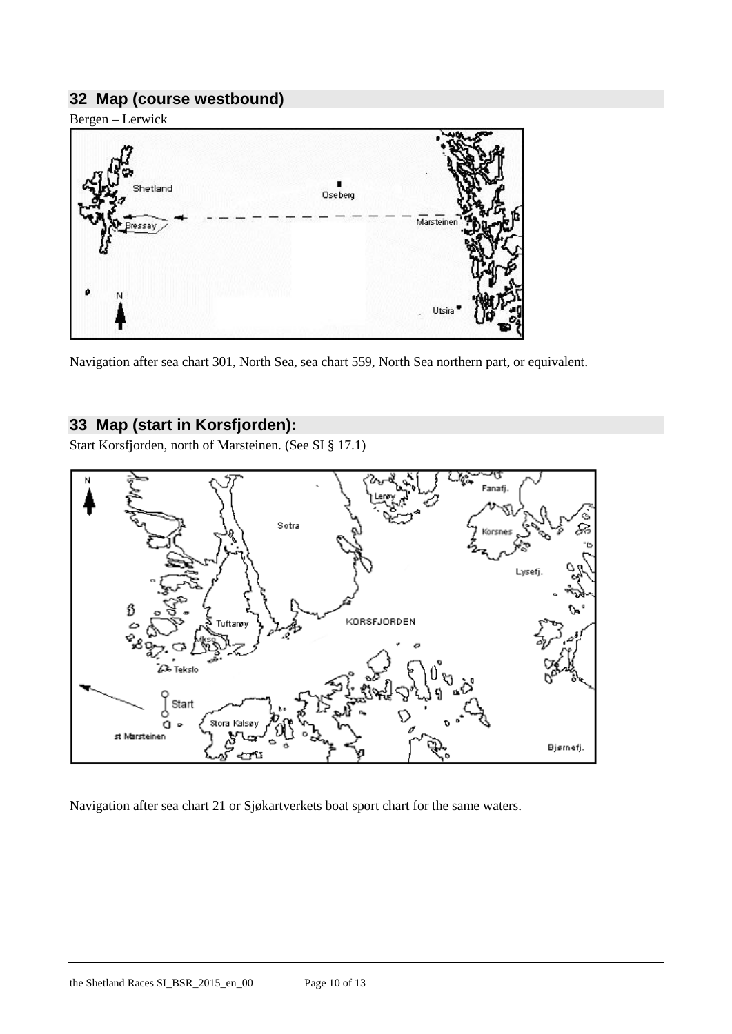## 32 Map (course westbound)

Bergen – Lerwick

Navigation after sea chart 301, North Sea, sea chart 559, North Sea northern part, or equivalent.

## 33 Map (start in Korsfjorden):

Start Korsfjorden, north of Marsteinen. (See SI § 17.1)

Navigation after sea chart 21 or Sjøkartverkets boat sport chart for the same waters.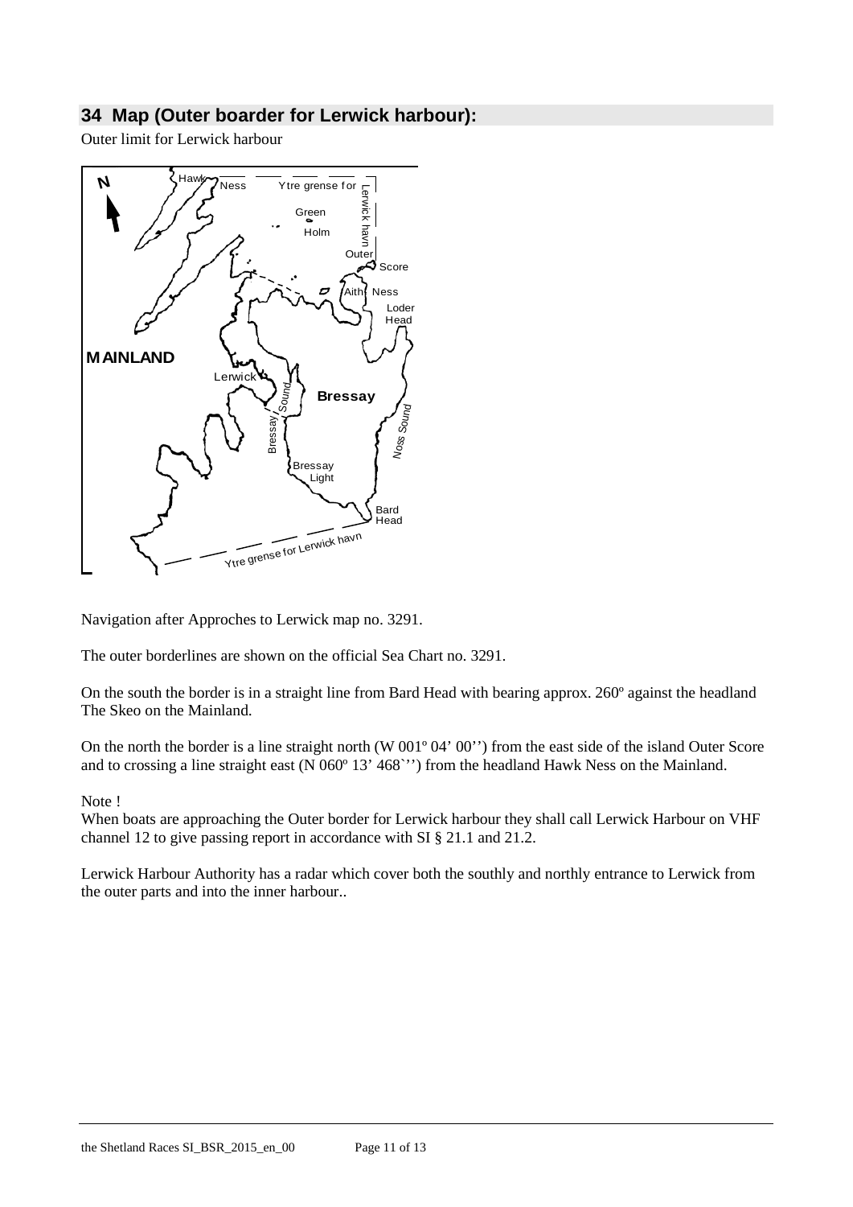## 34 Map (Outer boarder for Lerwick harbour):

Outer limit for Lerwick harbour

N

Hawk Ness

Ytre grense for Lerwick havn

Green Holm

Outer Score

Aith Ness

Loder Head

MAINLAND

Lerwick

Sound

Bressay

Bressay

Noss Sound

Bressay Light

Bard Head

Ytre grense for Lerwick havn

Navigation after Approches to Lerwick map no. 3291.

The outer borderlines are shown on the official Sea Chart no. 3291.

On the south the border is in a straight line from Bard Head with bearing approx. 260º against the headland The Skeo on the Mainland.

On the north the border is a line straight north (W 001º 04' 00'') from the east side of the island Outer Score and to crossing a line straight east (N 060º 13' 468`'') from the headland Hawk Ness on the Mainland.

Note !

When boats are approaching the Outer border for Lerwick harbour they shall call Lerwick Harbour on VHF channel 12 to give passing report in accordance with SI § 21.1 and 21.2.

Lerwick Harbour Authority has a radar which cover both the southly and northly entrance to Lerwick from the outer parts and into the inner harbour..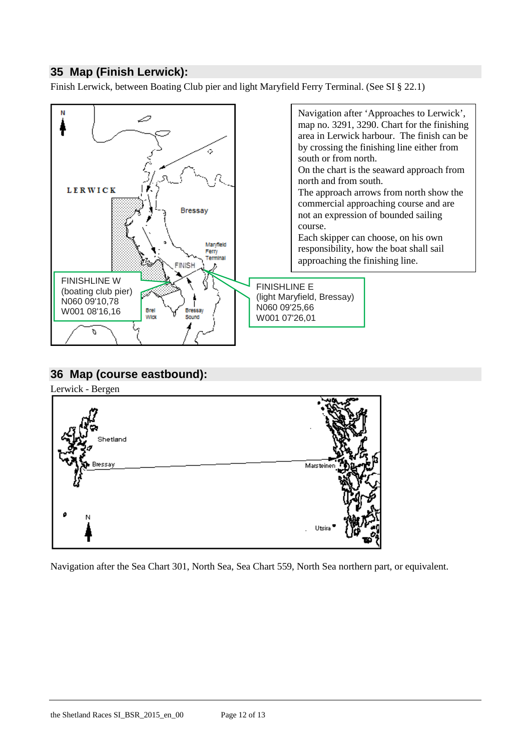## 35 Map (Finish Lerwick):

Finish Lerwick, between Boating Club pier and light Maryfield Ferry Terminal. (See SI § 22.1)

N

LERWICK

Bressay

Maryfield Ferry Terminal

FINISH

Brei Wick

Bressay Sound

FINISHLINE W
(boating club pier)
N060 09'10,78
W001 08'16,16

FINISHLINE E
(light Maryfield, Bressay)
N060 09'25,66
W001 07'26,01

Navigation after 'Approaches to Lerwick', map no. 3291, 3290. Chart for the finishing area in Lerwick harbour. The finish can be by crossing the finishing line either from south or from north.
On the chart is the seaward approach from north and from south.
The approach arrows from north show the commercial approaching course and are not an expression of bounded sailing course.
Each skipper can choose, on his own responsibility, how the boat shall sail approaching the finishing line.

## 36 Map (course eastbound):

Lerwick - Bergen

Shetland

Bressay

Marsteinen

N

Utsira

Navigation after the Sea Chart 301, North Sea, Sea Chart 559, North Sea northern part, or equivalent.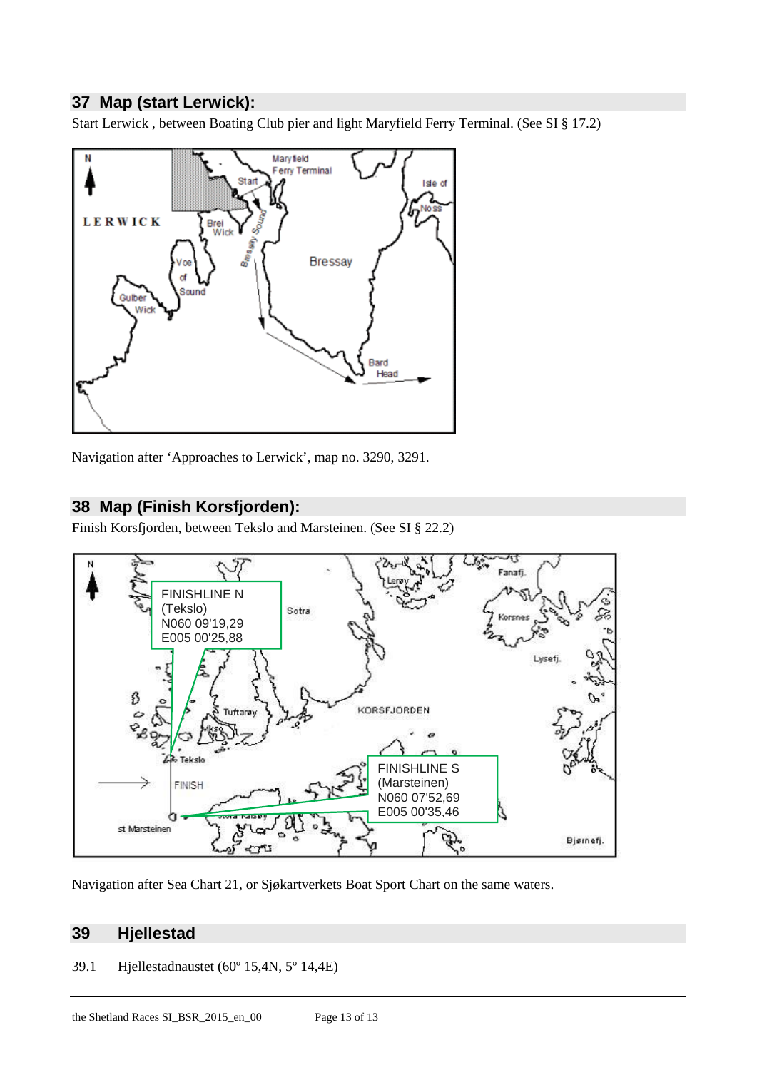## 37 Map (start Lerwick):

Start Lerwick , between Boating Club pier and light Maryfield Ferry Terminal. (See SI § 17.2)

N

LERWICK

Maryfield Ferry Terminal

Start

Isle of Noss

Brei Wick

Bressay Sound

Voe of Sound

Bressay

Gulber Wick

Bard Head

Navigation after 'Approaches to Lerwick', map no. 3290, 3291.

## 38 Map (Finish Korsfjorden):

Finish Korsfjorden, between Tekslo and Marsteinen. (See SI § 22.2)

N

FINISHLINE N
(Tekslo)
N060 09'19,29
E005 00'25,88

Sotra

Lerøy

Fanafj.

Korsnes

Lysefj.

Tuftarøy

Mikso

KORSFJORDEN

Tekslo

FINISH

FINISHLINE S
(Marsteinen)
N060 07'52,69
E005 00'35,46

Stora Kalsøy

st Marsteinen

Bjørnefj.

Navigation after Sea Chart 21, or Sjøkartverkets Boat Sport Chart on the same waters.

## 39 Hjellestad

39.1 Hjellestadnaustet (60º 15,4N, 5º 14,4E)